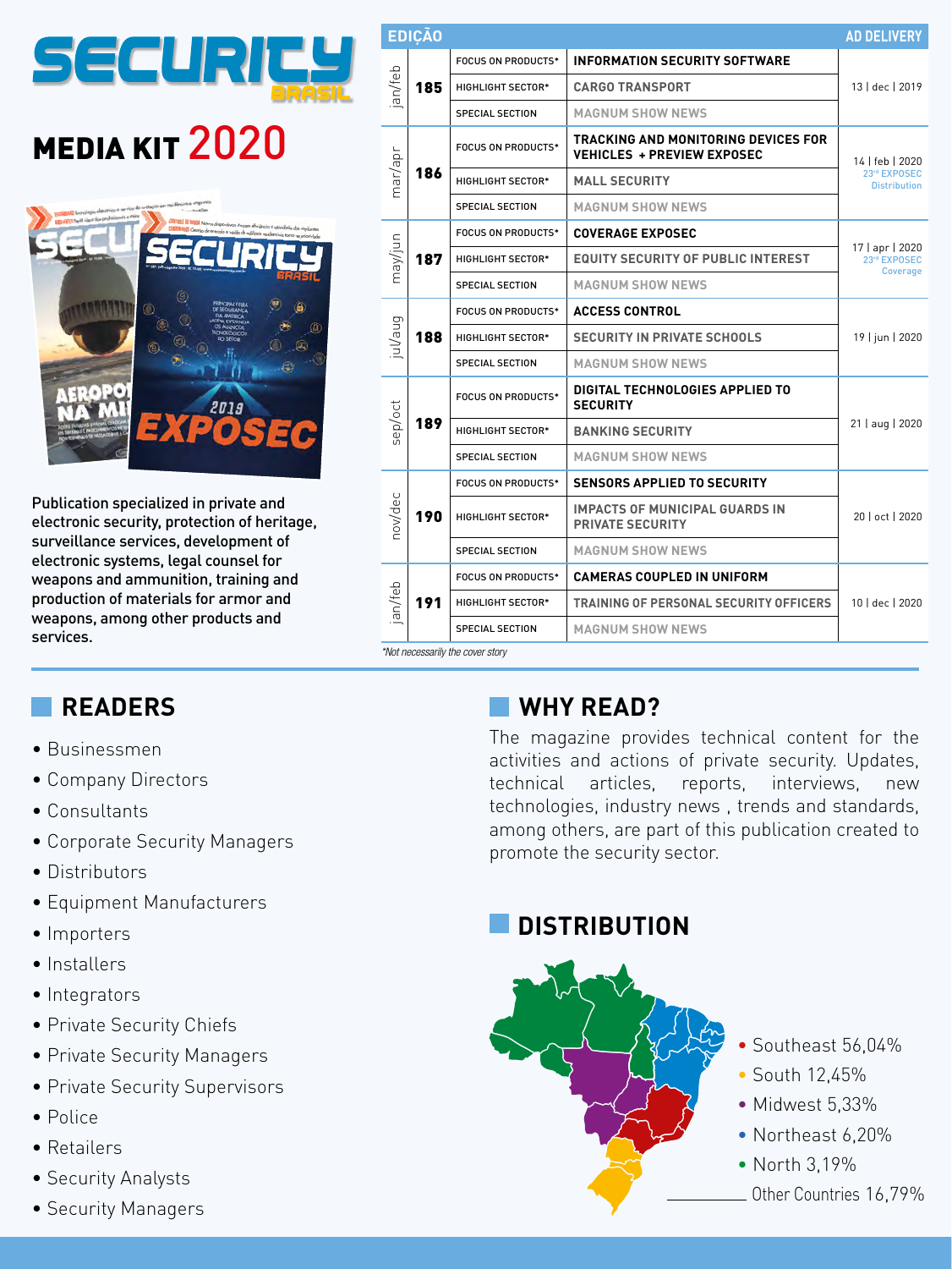# SECURITY BRASIL

# MEDIA KIT 2020

Publication specialized in private and electronic security, protection of heritage, surveillance services, development of electronic systems, legal counsel for weapons and ammunition, training and production of materials for armor and weapons, among other products and services.

| EDIÇÃO | | | | AD DELIVERY |
|---|---|---|---|---|
| jan/feb | 185 | FOCUS ON PRODUCTS* | INFORMATION SECURITY SOFTWARE | 13 \| dec \| 2019 |
| | | HIGHLIGHT SECTOR* | CARGO TRANSPORT | |
| | | SPECIAL SECTION | MAGNUM SHOW NEWS | |
| mar/apr | 186 | FOCUS ON PRODUCTS* | TRACKING AND MONITORING DEVICES FOR VEHICLES + PREVIEW EXPOSEC | 14 \| feb \| 2020 23rd EXPOSEC Distribution |
| | | HIGHLIGHT SECTOR* | MALL SECURITY | |
| | | SPECIAL SECTION | MAGNUM SHOW NEWS | |
| may/jun | 187 | FOCUS ON PRODUCTS* | COVERAGE EXPOSEC | 17 \| apr \| 2020 23rd EXPOSEC Coverage |
| | | HIGHLIGHT SECTOR* | EQUITY SECURITY OF PUBLIC INTEREST | |
| | | SPECIAL SECTION | MAGNUM SHOW NEWS | |
| jul/aug | 188 | FOCUS ON PRODUCTS* | ACCESS CONTROL | 19 \| jun \| 2020 |
| | | HIGHLIGHT SECTOR* | SECURITY IN PRIVATE SCHOOLS | |
| | | SPECIAL SECTION | MAGNUM SHOW NEWS | |
| sep/oct | 189 | FOCUS ON PRODUCTS* | DIGITAL TECHNOLOGIES APPLIED TO SECURITY | 21 \| aug \| 2020 |
| | | HIGHLIGHT SECTOR* | BANKING SECURITY | |
| | | SPECIAL SECTION | MAGNUM SHOW NEWS | |
| nov/dec | 190 | FOCUS ON PRODUCTS* | SENSORS APPLIED TO SECURITY | 20 \| oct \| 2020 |
| | | HIGHLIGHT SECTOR* | IMPACTS OF MUNICIPAL GUARDS IN PRIVATE SECURITY | |
| | | SPECIAL SECTION | MAGNUM SHOW NEWS | |
| jan/feb | 191 | FOCUS ON PRODUCTS* | CAMERAS COUPLED IN UNIFORM | 10 \| dec \| 2020 |
| | | HIGHLIGHT SECTOR* | TRAINING OF PERSONAL SECURITY OFFICERS | |
| | | SPECIAL SECTION | MAGNUM SHOW NEWS | |

*Not necessarily the cover story

## READERS

- Businessmen
- Company Directors
- Consultants
- Corporate Security Managers
- Distributors
- Equipment Manufacturers
- Importers
- Installers
- Integrators
- Private Security Chiefs
- Private Security Managers
- Private Security Supervisors
- Police
- Retailers
- Security Analysts
- Security Managers

## WHY READ?

The magazine provides technical content for the activities and actions of private security. Updates, technical articles, reports, interviews, new technologies, industry news , trends and standards, among others, are part of this publication created to promote the security sector.

## DISTRIBUTION

- Southeast 56,04%
- South 12,45%
- Midwest 5,33%
- Northeast 6,20%
- North 3,19%

Other Countries 16,79%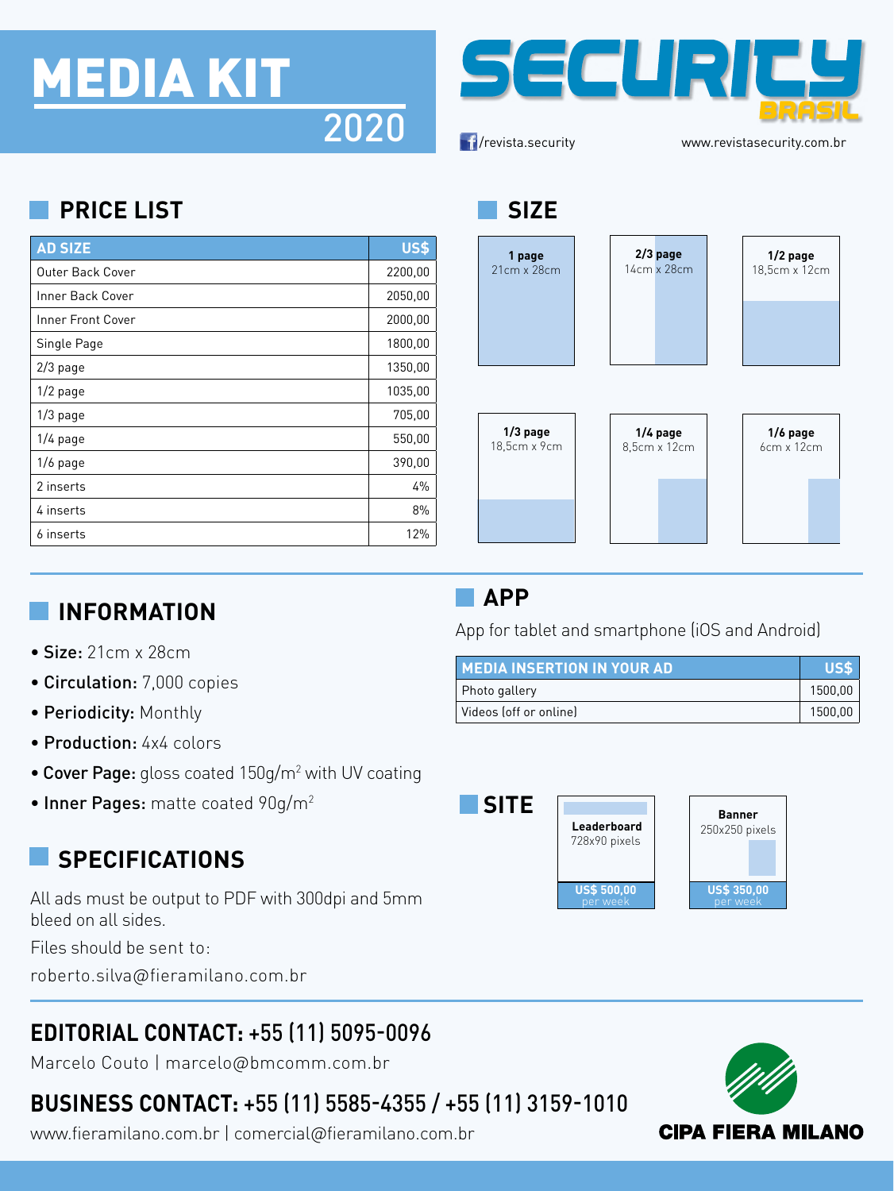# MEDIA KIT 2020

SECURITY BRASIL

/revista.security

www.revistasecurity.com.br

## PRICE LIST

| AD SIZE | US$ |
|---|---|
| Outer Back Cover | 2200,00 |
| Inner Back Cover | 2050,00 |
| Inner Front Cover | 2000,00 |
| Single Page | 1800,00 |
| 2/3 page | 1350,00 |
| 1/2 page | 1035,00 |
| 1/3 page | 705,00 |
| 1/4 page | 550,00 |
| 1/6 page | 390,00 |
| 2 inserts | 4% |
| 4 inserts | 8% |
| 6 inserts | 12% |

## SIZE

**1 page**
21cm x 28cm

**2/3 page**
14cm x 28cm

**1/2 page**
18,5cm x 12cm

**1/3 page**
18,5cm x 9cm

**1/4 page**
8,5cm x 12cm

**1/6 page**
6cm x 12cm

## INFORMATION

- **Size:** 21cm x 28cm
- **Circulation:** 7,000 copies
- **Periodicity:** Monthly
- **Production:** 4x4 colors
- **Cover Page:** gloss coated 150g/$m^2$ with UV coating
- **Inner Pages:** matte coated 90g/$m^2$

## SPECIFICATIONS

All ads must be output to PDF with 300dpi and 5mm bleed on all sides.

Files should be sent to:

roberto.silva@fieramilano.com.br

## APP

App for tablet and smartphone (iOS and Android)

| MEDIA INSERTION IN YOUR AD | US$ |
|---|---|
| Photo gallery | 1500,00 |
| Videos (off or online) | 1500,00 |

## SITE

**Leaderboard**
728x90 pixels
**US$ 500,00**
per week

**Banner**
250x250 pixels
**US$ 350,00**
per week

## EDITORIAL CONTACT: +55 (11) 5095-0096

Marcelo Couto | marcelo@bmcomm.com.br

## BUSINESS CONTACT: +55 (11) 5585-4355 / +55 (11) 3159-1010

www.fieramilano.com.br | comercial@fieramilano.com.br

CIPA FIERA MILANO